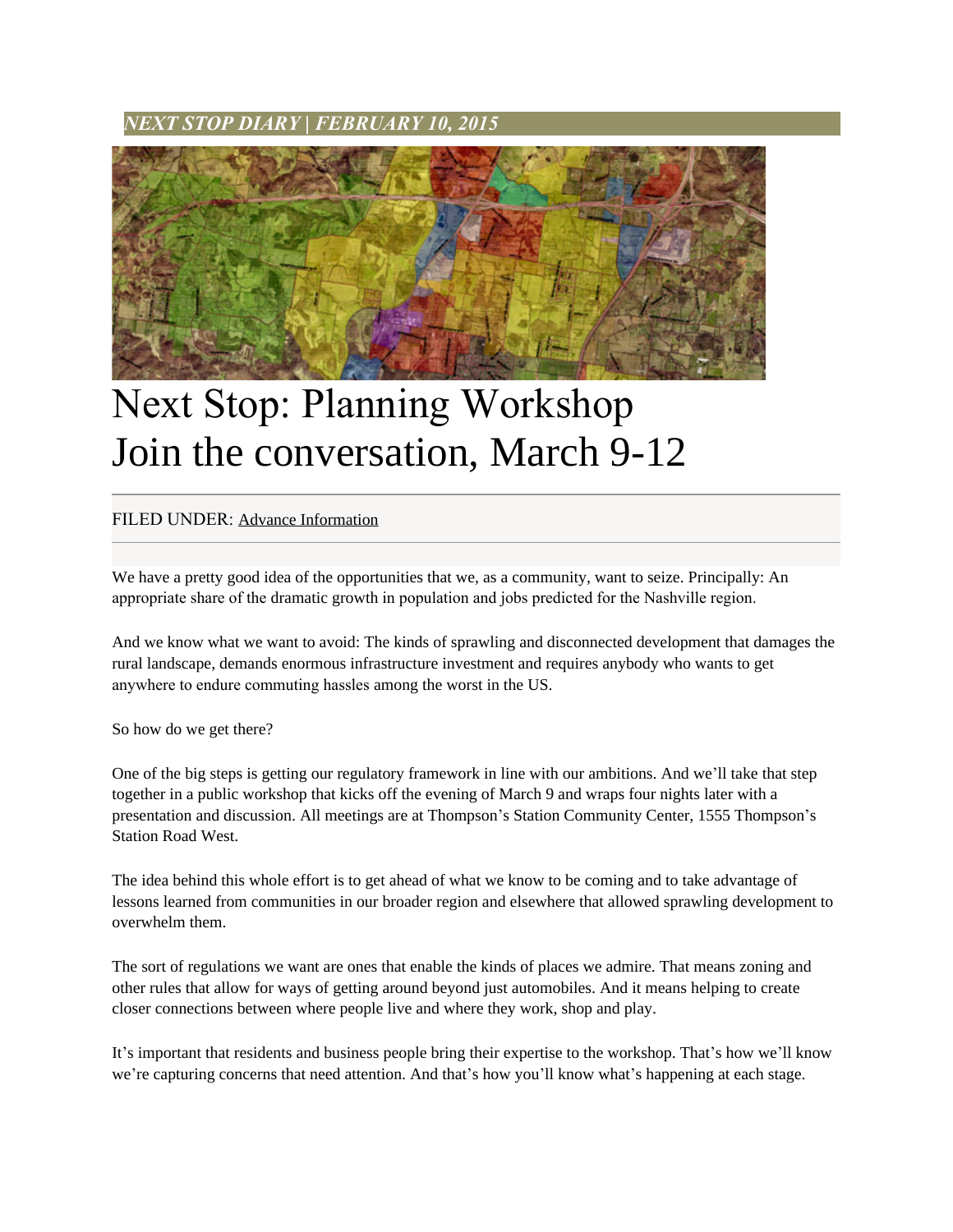*NEXT STOP DIARY | FEBRUARY 10, 2015*

# Next Stop: Planning Workshop
# Join the conversation, March 9-12

FILED UNDER: Advance Information

We have a pretty good idea of the opportunities that we, as a community, want to seize. Principally: An appropriate share of the dramatic growth in population and jobs predicted for the Nashville region.

And we know what we want to avoid: The kinds of sprawling and disconnected development that damages the rural landscape, demands enormous infrastructure investment and requires anybody who wants to get anywhere to endure commuting hassles among the worst in the US.

So how do we get there?

One of the big steps is getting our regulatory framework in line with our ambitions. And we'll take that step together in a public workshop that kicks off the evening of March 9 and wraps four nights later with a presentation and discussion. All meetings are at Thompson's Station Community Center, 1555 Thompson's Station Road West.

The idea behind this whole effort is to get ahead of what we know to be coming and to take advantage of lessons learned from communities in our broader region and elsewhere that allowed sprawling development to overwhelm them.

The sort of regulations we want are ones that enable the kinds of places we admire. That means zoning and other rules that allow for ways of getting around beyond just automobiles. And it means helping to create closer connections between where people live and where they work, shop and play.

It's important that residents and business people bring their expertise to the workshop. That's how we'll know we're capturing concerns that need attention. And that's how you'll know what's happening at each stage.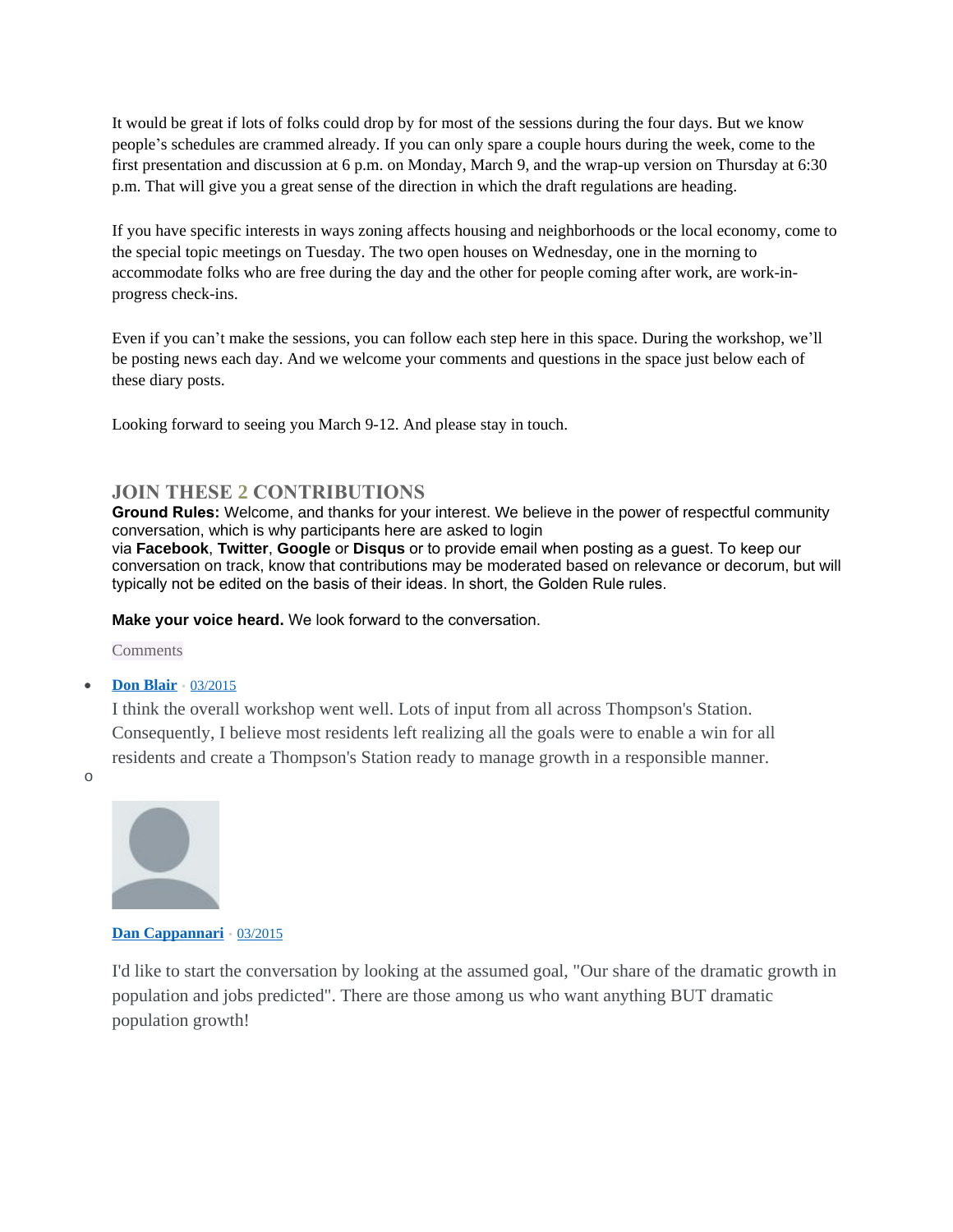It would be great if lots of folks could drop by for most of the sessions during the four days. But we know people's schedules are crammed already. If you can only spare a couple hours during the week, come to the first presentation and discussion at 6 p.m. on Monday, March 9, and the wrap-up version on Thursday at 6:30 p.m. That will give you a great sense of the direction in which the draft regulations are heading.

If you have specific interests in ways zoning affects housing and neighborhoods or the local economy, come to the special topic meetings on Tuesday. The two open houses on Wednesday, one in the morning to accommodate folks who are free during the day and the other for people coming after work, are work-in-progress check-ins.

Even if you can't make the sessions, you can follow each step here in this space. During the workshop, we'll be posting news each day. And we welcome your comments and questions in the space just below each of these diary posts.

Looking forward to seeing you March 9-12. And please stay in touch.

## JOIN THESE 2 CONTRIBUTIONS

**Ground Rules:** Welcome, and thanks for your interest. We believe in the power of respectful community conversation, which is why participants here are asked to login via **Facebook**, **Twitter**, **Google** or **Disqus** or to provide email when posting as a guest. To keep our conversation on track, know that contributions may be moderated based on relevance or decorum, but will typically not be edited on the basis of their ideas. In short, the Golden Rule rules.

**Make your voice heard.** We look forward to the conversation.

Comments

- **Don Blair** · 03/2015

  I think the overall workshop went well. Lots of input from all across Thompson's Station. Consequently, I believe most residents left realizing all the goals were to enable a win for all residents and create a Thompson's Station ready to manage growth in a responsible manner.

- **Dan Cappannari** · 03/2015

  I'd like to start the conversation by looking at the assumed goal, "Our share of the dramatic growth in population and jobs predicted". There are those among us who want anything BUT dramatic population growth!